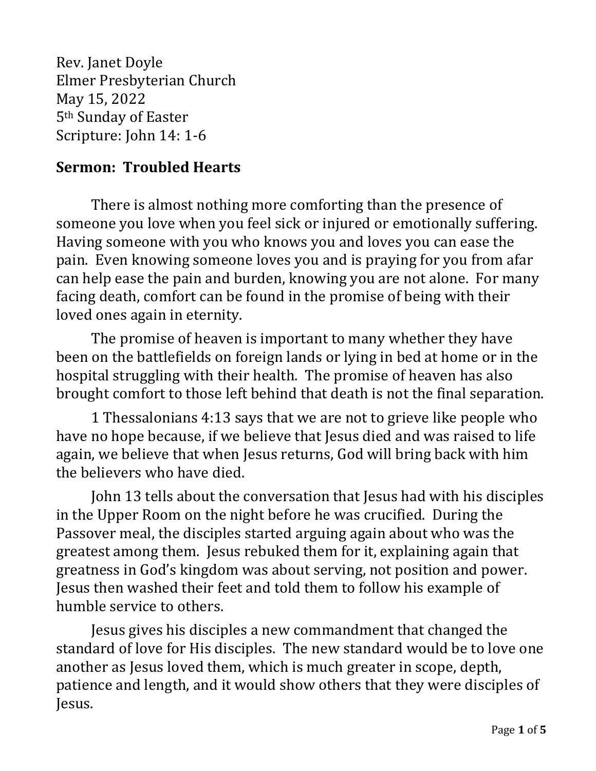Rev. Janet Doyle
Elmer Presbyterian Church
May 15, 2022
5th Sunday of Easter
Scripture: John 14: 1-6

**Sermon: Troubled Hearts**

There is almost nothing more comforting than the presence of someone you love when you feel sick or injured or emotionally suffering. Having someone with you who knows you and loves you can ease the pain. Even knowing someone loves you and is praying for you from afar can help ease the pain and burden, knowing you are not alone. For many facing death, comfort can be found in the promise of being with their loved ones again in eternity.

The promise of heaven is important to many whether they have been on the battlefields on foreign lands or lying in bed at home or in the hospital struggling with their health. The promise of heaven has also brought comfort to those left behind that death is not the final separation.

1 Thessalonians 4:13 says that we are not to grieve like people who have no hope because, if we believe that Jesus died and was raised to life again, we believe that when Jesus returns, God will bring back with him the believers who have died.

John 13 tells about the conversation that Jesus had with his disciples in the Upper Room on the night before he was crucified. During the Passover meal, the disciples started arguing again about who was the greatest among them. Jesus rebuked them for it, explaining again that greatness in God's kingdom was about serving, not position and power. Jesus then washed their feet and told them to follow his example of humble service to others.

Jesus gives his disciples a new commandment that changed the standard of love for His disciples. The new standard would be to love one another as Jesus loved them, which is much greater in scope, depth, patience and length, and it would show others that they were disciples of Jesus.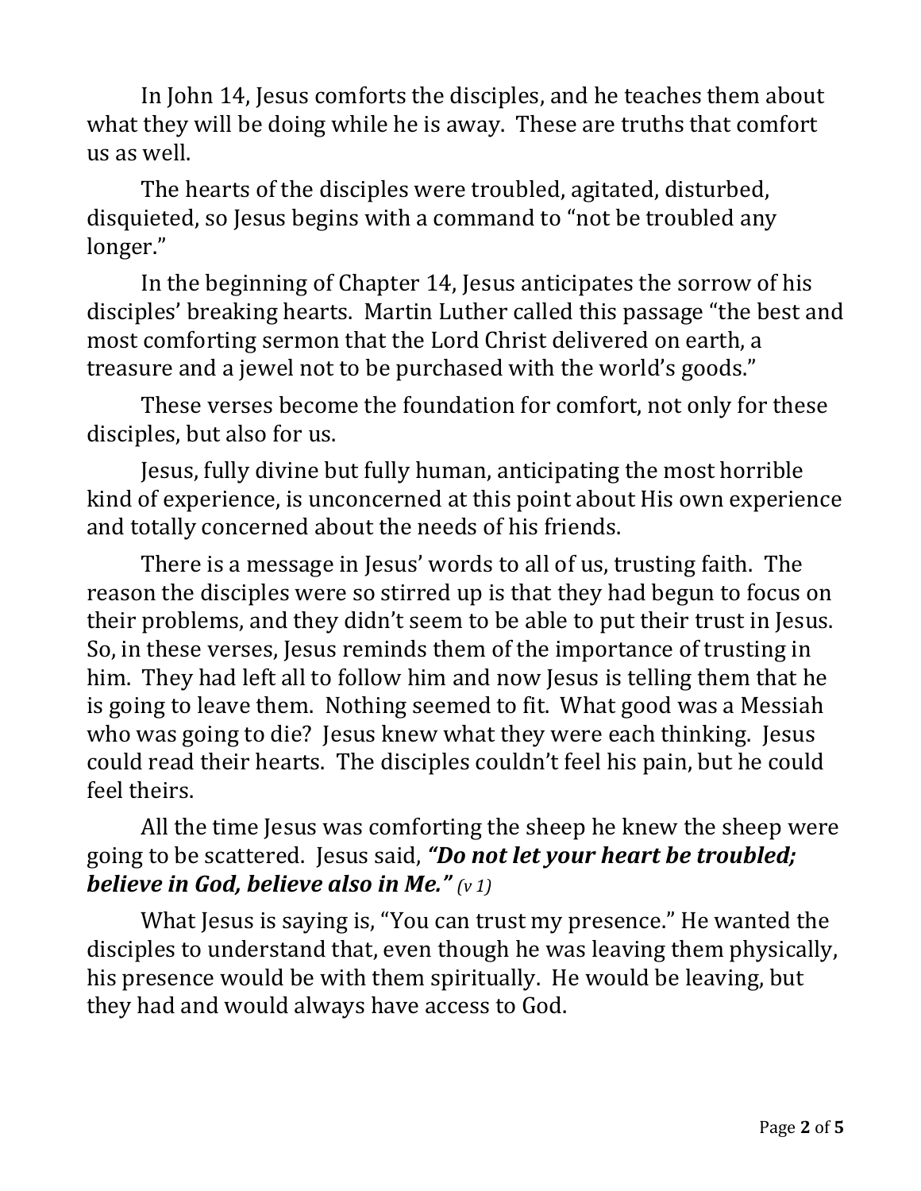In John 14, Jesus comforts the disciples, and he teaches them about what they will be doing while he is away. These are truths that comfort us as well.

The hearts of the disciples were troubled, agitated, disturbed, disquieted, so Jesus begins with a command to "not be troubled any longer."

In the beginning of Chapter 14, Jesus anticipates the sorrow of his disciples' breaking hearts. Martin Luther called this passage "the best and most comforting sermon that the Lord Christ delivered on earth, a treasure and a jewel not to be purchased with the world's goods."

These verses become the foundation for comfort, not only for these disciples, but also for us.

Jesus, fully divine but fully human, anticipating the most horrible kind of experience, is unconcerned at this point about His own experience and totally concerned about the needs of his friends.

There is a message in Jesus' words to all of us, trusting faith. The reason the disciples were so stirred up is that they had begun to focus on their problems, and they didn't seem to be able to put their trust in Jesus. So, in these verses, Jesus reminds them of the importance of trusting in him. They had left all to follow him and now Jesus is telling them that he is going to leave them. Nothing seemed to fit. What good was a Messiah who was going to die? Jesus knew what they were each thinking. Jesus could read their hearts. The disciples couldn't feel his pain, but he could feel theirs.

All the time Jesus was comforting the sheep he knew the sheep were going to be scattered. Jesus said, ***"Do not let your heart be troubled; believe in God, believe also in Me."*** *(v 1)*

What Jesus is saying is, "You can trust my presence." He wanted the disciples to understand that, even though he was leaving them physically, his presence would be with them spiritually. He would be leaving, but they had and would always have access to God.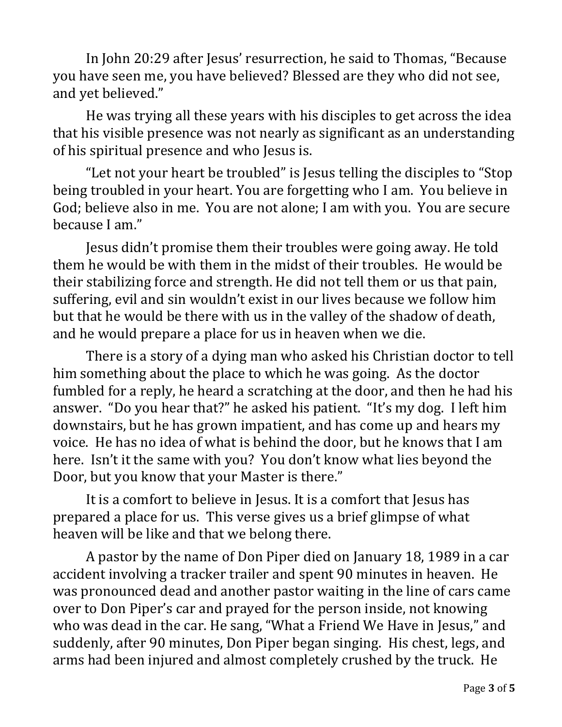In John 20:29 after Jesus' resurrection, he said to Thomas, "Because you have seen me, you have believed? Blessed are they who did not see, and yet believed."

He was trying all these years with his disciples to get across the idea that his visible presence was not nearly as significant as an understanding of his spiritual presence and who Jesus is.

"Let not your heart be troubled" is Jesus telling the disciples to "Stop being troubled in your heart. You are forgetting who I am. You believe in God; believe also in me. You are not alone; I am with you. You are secure because I am."

Jesus didn't promise them their troubles were going away. He told them he would be with them in the midst of their troubles. He would be their stabilizing force and strength. He did not tell them or us that pain, suffering, evil and sin wouldn't exist in our lives because we follow him but that he would be there with us in the valley of the shadow of death, and he would prepare a place for us in heaven when we die.

There is a story of a dying man who asked his Christian doctor to tell him something about the place to which he was going. As the doctor fumbled for a reply, he heard a scratching at the door, and then he had his answer. "Do you hear that?" he asked his patient. "It's my dog. I left him downstairs, but he has grown impatient, and has come up and hears my voice. He has no idea of what is behind the door, but he knows that I am here. Isn't it the same with you? You don't know what lies beyond the Door, but you know that your Master is there."

It is a comfort to believe in Jesus. It is a comfort that Jesus has prepared a place for us. This verse gives us a brief glimpse of what heaven will be like and that we belong there.

A pastor by the name of Don Piper died on January 18, 1989 in a car accident involving a tracker trailer and spent 90 minutes in heaven. He was pronounced dead and another pastor waiting in the line of cars came over to Don Piper's car and prayed for the person inside, not knowing who was dead in the car. He sang, "What a Friend We Have in Jesus," and suddenly, after 90 minutes, Don Piper began singing. His chest, legs, and arms had been injured and almost completely crushed by the truck. He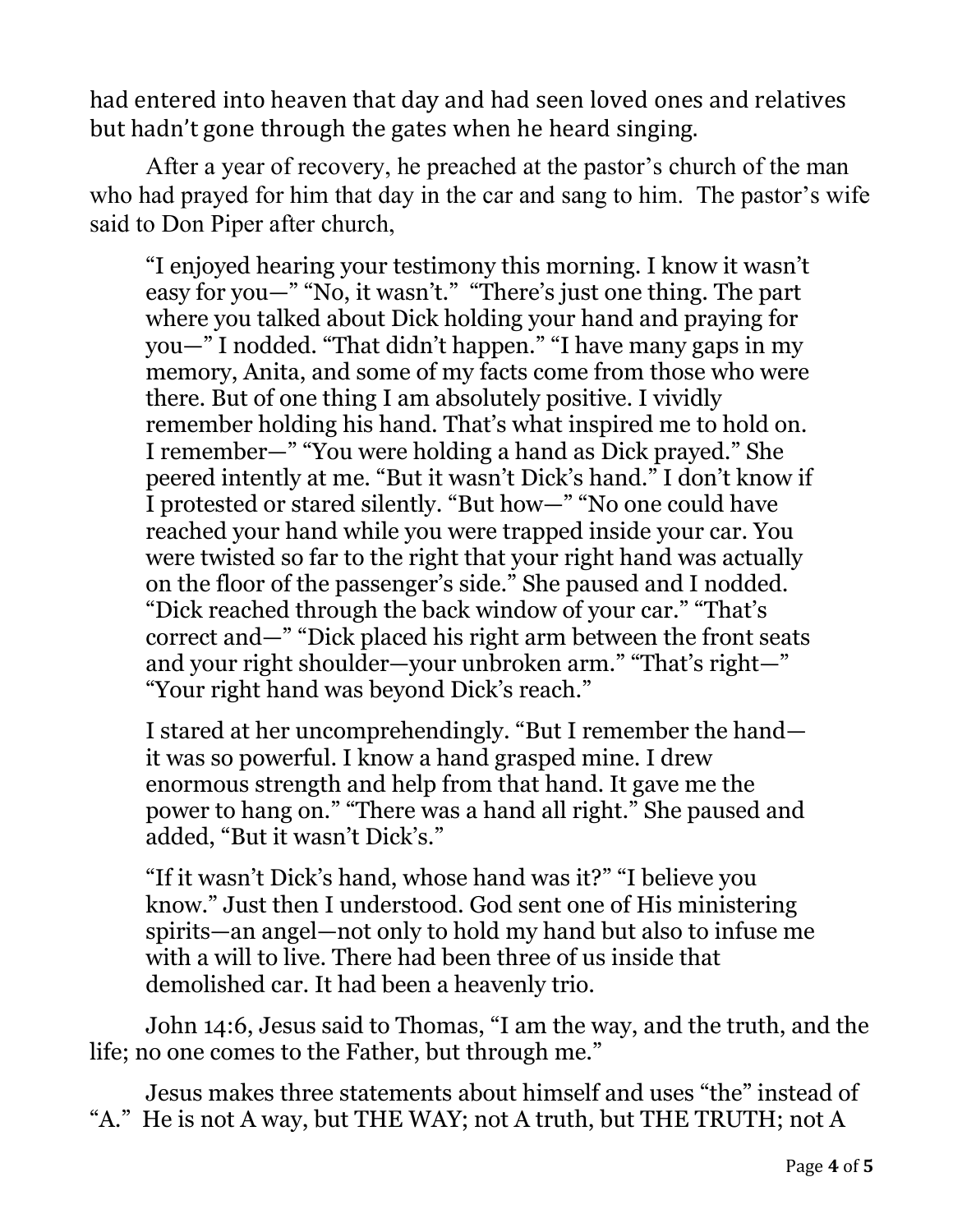had entered into heaven that day and had seen loved ones and relatives but hadn't gone through the gates when he heard singing.

After a year of recovery, he preached at the pastor's church of the man who had prayed for him that day in the car and sang to him. The pastor's wife said to Don Piper after church,

> "I enjoyed hearing your testimony this morning. I know it wasn't easy for you—" "No, it wasn't." "There's just one thing. The part where you talked about Dick holding your hand and praying for you—" I nodded. "That didn't happen." "I have many gaps in my memory, Anita, and some of my facts come from those who were there. But of one thing I am absolutely positive. I vividly remember holding his hand. That's what inspired me to hold on. I remember—" "You were holding a hand as Dick prayed." She peered intently at me. "But it wasn't Dick's hand." I don't know if I protested or stared silently. "But how—" "No one could have reached your hand while you were trapped inside your car. You were twisted so far to the right that your right hand was actually on the floor of the passenger's side." She paused and I nodded. "Dick reached through the back window of your car." "That's correct and—" "Dick placed his right arm between the front seats and your right shoulder—your unbroken arm." "That's right—" "Your right hand was beyond Dick's reach."
>
> I stared at her uncomprehendingly. "But I remember the hand—it was so powerful. I know a hand grasped mine. I drew enormous strength and help from that hand. It gave me the power to hang on." "There was a hand all right." She paused and added, "But it wasn't Dick's."
>
> "If it wasn't Dick's hand, whose hand was it?" "I believe you know." Just then I understood. God sent one of His ministering spirits—an angel—not only to hold my hand but also to infuse me with a will to live. There had been three of us inside that demolished car. It had been a heavenly trio.

John 14:6, Jesus said to Thomas, "I am the way, and the truth, and the life; no one comes to the Father, but through me."

Jesus makes three statements about himself and uses "the" instead of "A." He is not A way, but THE WAY; not A truth, but THE TRUTH; not A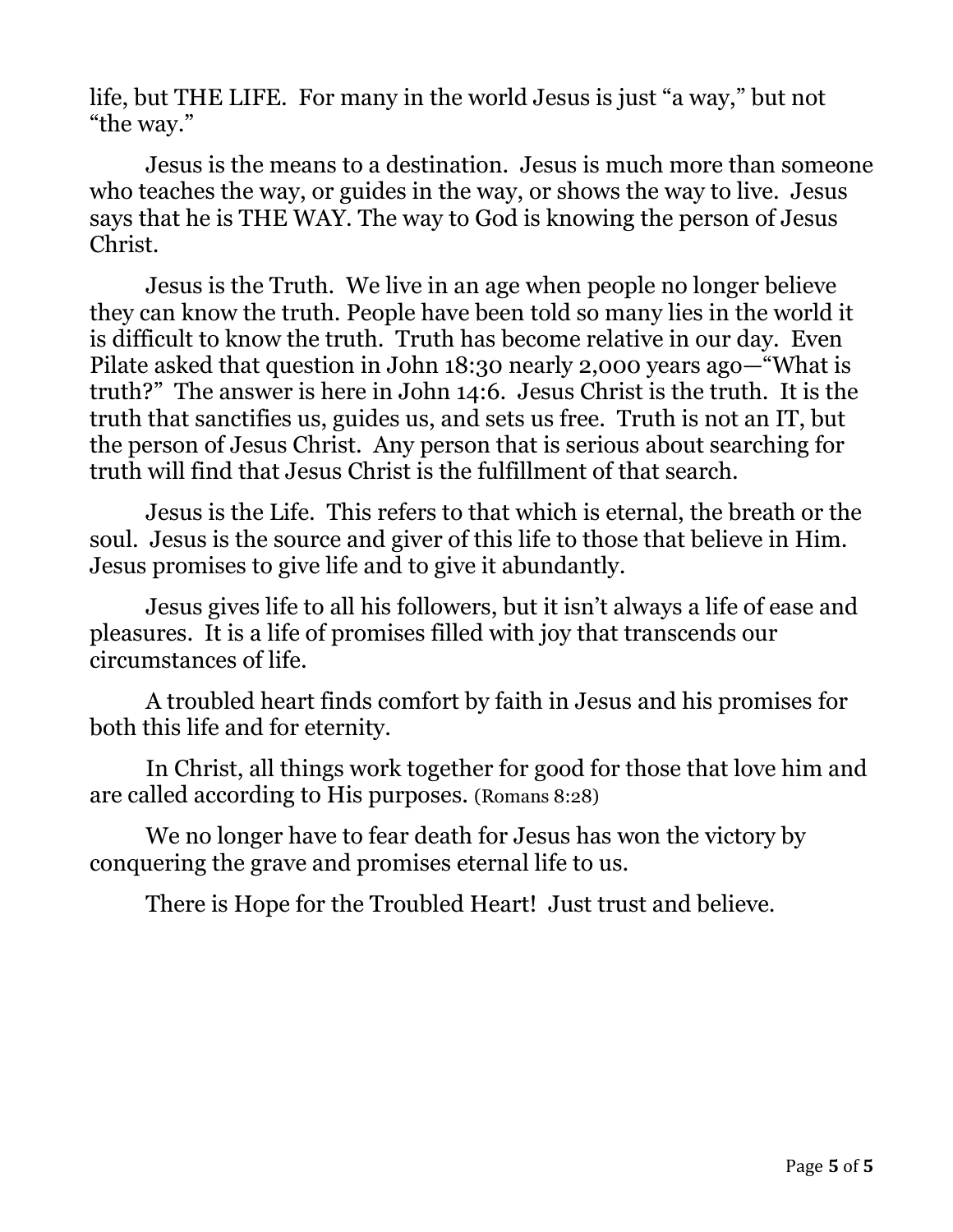life, but THE LIFE. For many in the world Jesus is just "a way," but not "the way."

Jesus is the means to a destination. Jesus is much more than someone who teaches the way, or guides in the way, or shows the way to live. Jesus says that he is THE WAY. The way to God is knowing the person of Jesus Christ.

Jesus is the Truth. We live in an age when people no longer believe they can know the truth. People have been told so many lies in the world it is difficult to know the truth. Truth has become relative in our day. Even Pilate asked that question in John 18:30 nearly 2,000 years ago—"What is truth?" The answer is here in John 14:6. Jesus Christ is the truth. It is the truth that sanctifies us, guides us, and sets us free. Truth is not an IT, but the person of Jesus Christ. Any person that is serious about searching for truth will find that Jesus Christ is the fulfillment of that search.

Jesus is the Life. This refers to that which is eternal, the breath or the soul. Jesus is the source and giver of this life to those that believe in Him. Jesus promises to give life and to give it abundantly.

Jesus gives life to all his followers, but it isn't always a life of ease and pleasures. It is a life of promises filled with joy that transcends our circumstances of life.

A troubled heart finds comfort by faith in Jesus and his promises for both this life and for eternity.

In Christ, all things work together for good for those that love him and are called according to His purposes. (Romans 8:28)

We no longer have to fear death for Jesus has won the victory by conquering the grave and promises eternal life to us.

There is Hope for the Troubled Heart! Just trust and believe.